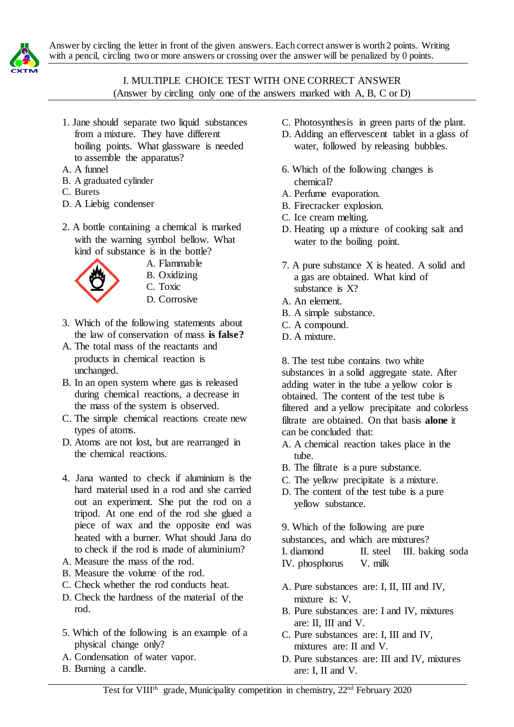Answer by circling the letter in front of the given answers. Each correct answer is worth 2 points. Writing with a pencil, circling two or more answers or crossing over the answer will be penalized by 0 points.

## I. MULTIPLE CHOICE TEST WITH ONE CORRECT ANSWER

(Answer by circling only one of the answers marked with A, B, C or D)

1. Jane should separate two liquid substances from a mixture. They have different boiling points. What glassware is needed to assemble the apparatus?

A. A funnel
B. A graduated cylinder
C. Burets
D. A Liebig condenser

2. A bottle containing a chemical is marked with the warning symbol bellow. What kind of substance is in the bottle?

A. Flammable
B. Oxidizing
C. Toxic
D. Corrosive

3. Which of the following statements about the law of conservation of mass **is false?**

A. The total mass of the reactants and products in chemical reaction is unchanged.
B. In an open system where gas is released during chemical reactions, a decrease in the mass of the system is observed.
C. The simple chemical reactions create new types of atoms.
D. Atoms are not lost, but are rearranged in the chemical reactions.

4. Jana wanted to check if aluminium is the hard material used in a rod and she carried out an experiment. She put the rod on a tripod. At one end of the rod she glued a piece of wax and the opposite end was heated with a burner. What should Jana do to check if the rod is made of aluminium?

A. Measure the mass of the rod.
B. Measure the volume of the rod.
C. Check whether the rod conducts heat.
D. Check the hardness of the material of the rod.

5. Which of the following is an example of a physical change only?

A. Condensation of water vapor.
B. Burning a candle.
C. Photosynthesis in green parts of the plant.
D. Adding an effervescent tablet in a glass of water, followed by releasing bubbles.

6. Which of the following changes is chemical?

A. Perfume evaporation.
B. Firecracker explosion.
C. Ice cream melting.
D. Heating up a mixture of cooking salt and water to the boiling point.

7. A pure substance X is heated. A solid and a gas are obtained. What kind of substance is X?

A. An element.
B. A simple substance.
C. A compound.
D. A mixture.

8. The test tube contains two white substances in a solid aggregate state. After adding water in the tube a yellow color is obtained. The content of the test tube is filtered and a yellow precipitate and colorless filtrate are obtained. On that basis **alone** it can be concluded that:

A. A chemical reaction takes place in the tube.
B. The filtrate is a pure substance.
C. The yellow precipitate is a mixture.
D. The content of the test tube is a pure yellow substance.

9. Which of the following are pure substances, and which are mixtures?

I. diamond  II. steel  III. baking soda
IV. phosphorus  V. milk

A. Pure substances are: I, II, III and IV, mixture is: V.
B. Pure substances are: I and IV, mixtures are: II, III and V.
C. Pure substances are: I, III and IV, mixtures are: II and V.
D. Pure substances are: III and IV, mixtures are: I, II and V.

Test for VIII[th] grade, Municipality competition in chemistry, 22[nd] February 2020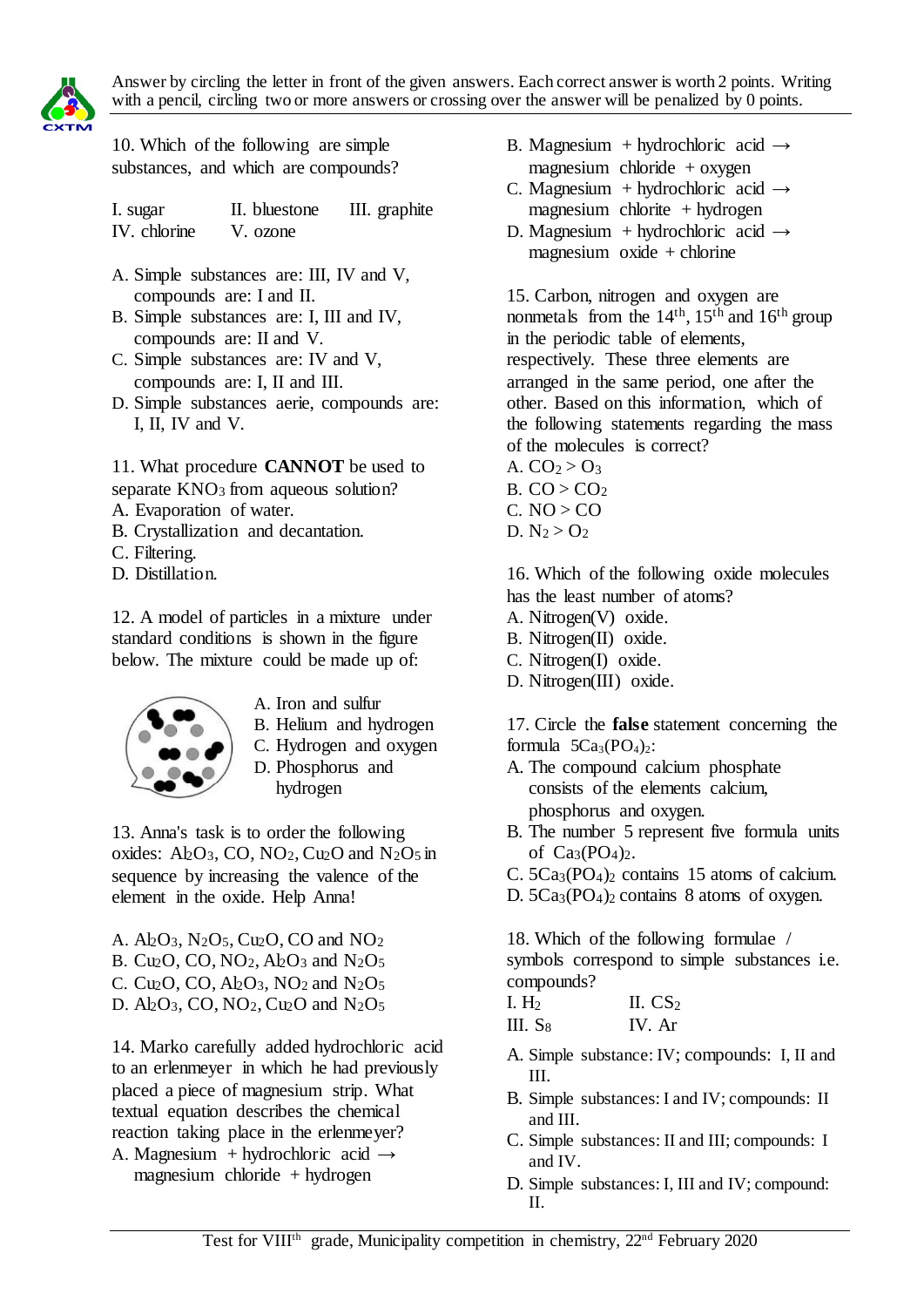Answer by circling the letter in front of the given answers. Each correct answer is worth 2 points. Writing with a pencil, circling two or more answers or crossing over the answer will be penalized by 0 points.

10. Which of the following are simple substances, and which are compounds?

I. sugar II. bluestone III. graphite
IV. chlorine V. ozone

A. Simple substances are: III, IV and V, compounds are: I and II.
B. Simple substances are: I, III and IV, compounds are: II and V.
C. Simple substances are: IV and V, compounds are: I, II and III.
D. Simple substances aerie, compounds are: I, II, IV and V.

11. What procedure **CANNOT** be used to separate $KNO_3$ from aqueous solution?
A. Evaporation of water.
B. Crystallization and decantation.
C. Filtering.
D. Distillation.

12. A model of particles in a mixture under standard conditions is shown in the figure below. The mixture could be made up of:

A. Iron and sulfur
B. Helium and hydrogen
C. Hydrogen and oxygen
D. Phosphorus and hydrogen

13. Anna's task is to order the following oxides: $Al_2O_3$, $CO$, $NO_2$, $Cu_2O$ and $N_2O_5$ in sequence by increasing the valence of the element in the oxide. Help Anna!

A. $Al_2O_3$, $N_2O_5$, $Cu_2O$, $CO$ and $NO_2$
B. $Cu_2O$, $CO$, $NO_2$, $Al_2O_3$ and $N_2O_5$
C. $Cu_2O$, $CO$, $Al_2O_3$, $NO_2$ and $N_2O_5$
D. $Al_2O_3$, $CO$, $NO_2$, $Cu_2O$ and $N_2O_5$

14. Marko carefully added hydrochloric acid to an erlenmeyer in which he had previously placed a piece of magnesium strip. What textual equation describes the chemical reaction taking place in the erlenmeyer?
A. Magnesium + hydrochloric acid → magnesium chloride + hydrogen
B. Magnesium + hydrochloric acid → magnesium chloride + oxygen
C. Magnesium + hydrochloric acid → magnesium chlorite + hydrogen
D. Magnesium + hydrochloric acid → magnesium oxide + chlorine

15. Carbon, nitrogen and oxygen are nonmetals from the 14th, 15th and 16th group in the periodic table of elements, respectively. These three elements are arranged in the same period, one after the other. Based on this information, which of the following statements regarding the mass of the molecules is correct?
A. $CO_2 > O_3$
B. $CO > CO_2$
C. $NO > CO$
D. $N_2 > O_2$

16. Which of the following oxide molecules has the least number of atoms?
A. Nitrogen(V) oxide.
B. Nitrogen(II) oxide.
C. Nitrogen(I) oxide.
D. Nitrogen(III) oxide.

17. Circle the **false** statement concerning the formula $5Ca_3(PO_4)_2$:
A. The compound calcium phosphate consists of the elements calcium, phosphorus and oxygen.
B. The number 5 represent five formula units of $Ca_3(PO_4)_2$.
C. $5Ca_3(PO_4)_2$ contains 15 atoms of calcium.
D. $5Ca_3(PO_4)_2$ contains 8 atoms of oxygen.

18. Which of the following formulae / symbols correspond to simple substances i.e. compounds?
I. $H_2$ II. $CS_2$
III. $S_8$ IV. Ar

A. Simple substance: IV; compounds: I, II and III.
B. Simple substances: I and IV; compounds: II and III.
C. Simple substances: II and III; compounds: I and IV.
D. Simple substances: I, III and IV; compound: II.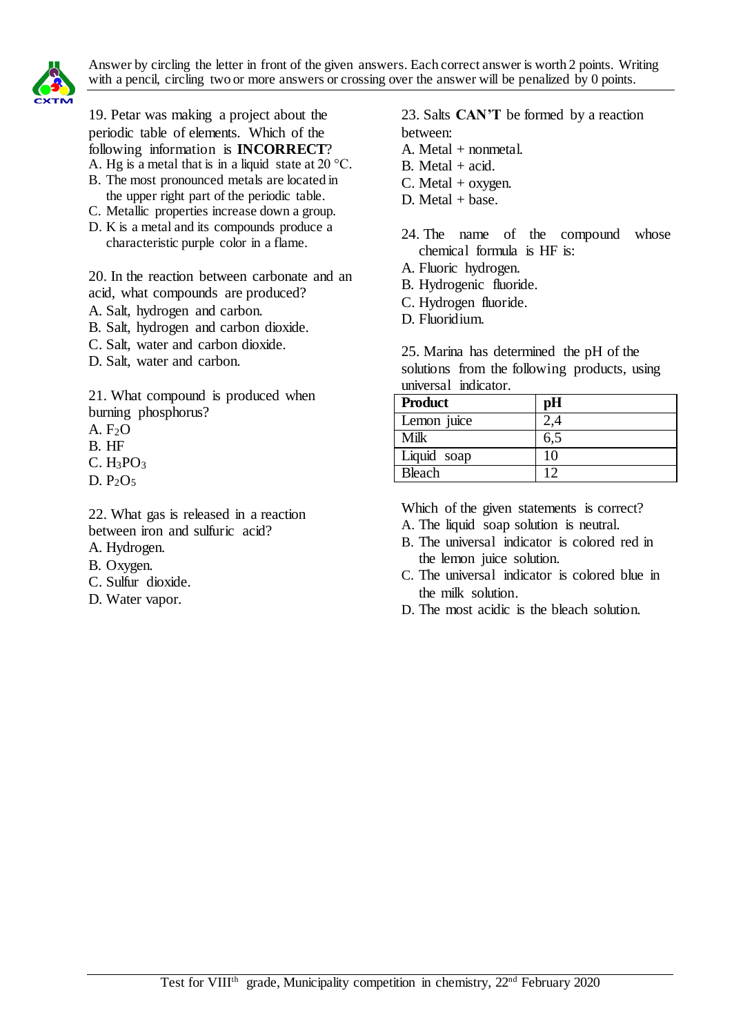Answer by circling the letter in front of the given answers. Each correct answer is worth 2 points. Writing with a pencil, circling two or more answers or crossing over the answer will be penalized by 0 points.

19. Petar was making a project about the periodic table of elements. Which of the following information is **INCORRECT**?

A. Hg is a metal that is in a liquid state at 20 °C.
B. The most pronounced metals are located in the upper right part of the periodic table.
C. Metallic properties increase down a group.
D. K is a metal and its compounds produce a characteristic purple color in a flame.

20. In the reaction between carbonate and an acid, what compounds are produced?

A. Salt, hydrogen and carbon.
B. Salt, hydrogen and carbon dioxide.
C. Salt, water and carbon dioxide.
D. Salt, water and carbon.

21. What compound is produced when burning phosphorus?

A. $F_2O$
B. HF
C. $H_3PO_3$
D. $P_2O_5$

22. What gas is released in a reaction between iron and sulfuric acid?

A. Hydrogen.
B. Oxygen.
C. Sulfur dioxide.
D. Water vapor.

23. Salts **CAN'T** be formed by a reaction between:

A. Metal + nonmetal.
B. Metal + acid.
C. Metal + oxygen.
D. Metal + base.

24. The name of the compound whose chemical formula is HF is:

A. Fluoric hydrogen.
B. Hydrogenic fluoride.
C. Hydrogen fluoride.
D. Fluoridium.

25. Marina has determined the pH of the solutions from the following products, using universal indicator.

| **Product** | **pH** |
|---|---|
| Lemon juice | 2,4 |
| Milk | 6,5 |
| Liquid soap | 10 |
| Bleach | 12 |

Which of the given statements is correct?

A. The liquid soap solution is neutral.
B. The universal indicator is colored red in the lemon juice solution.
C. The universal indicator is colored blue in the milk solution.
D. The most acidic is the bleach solution.